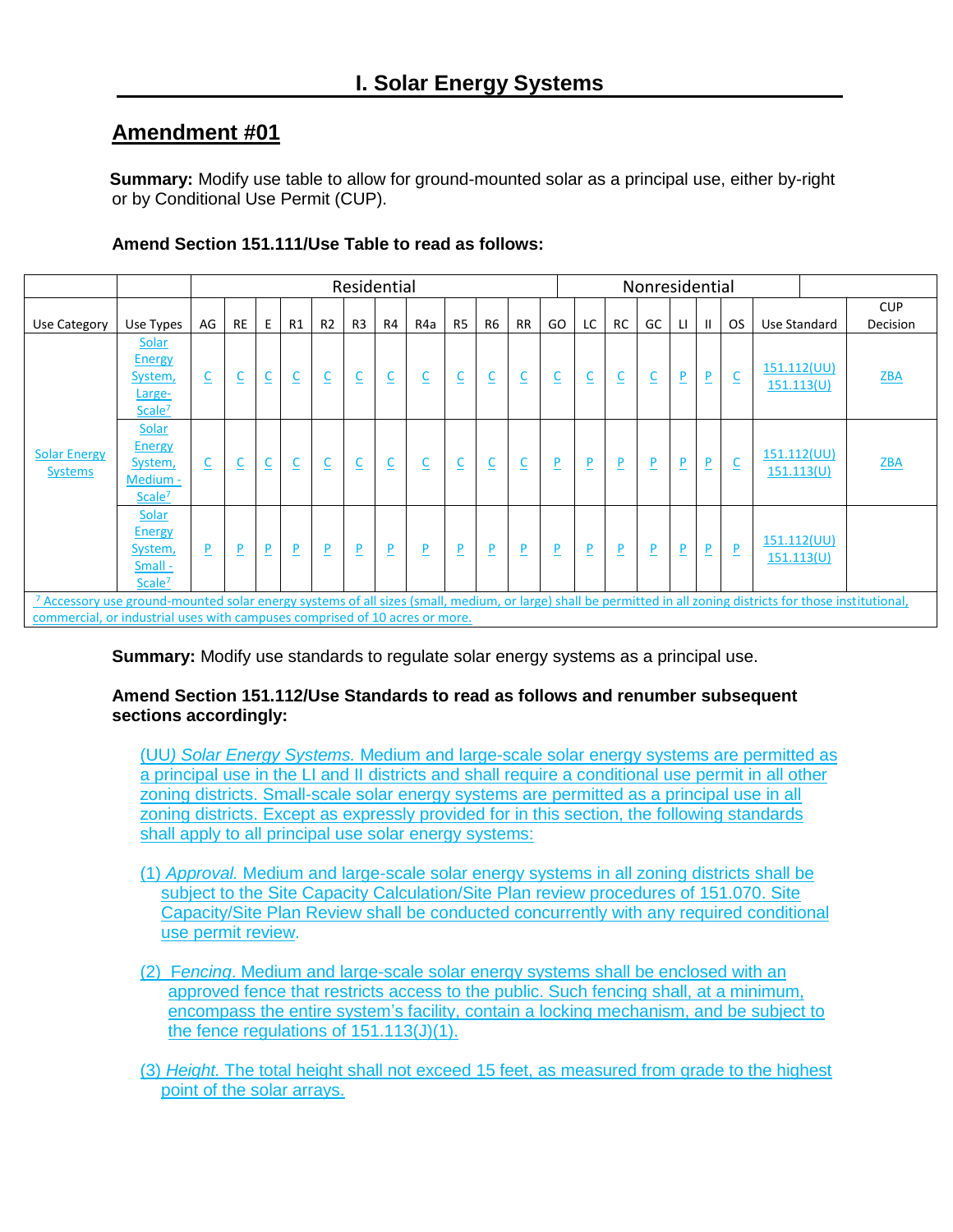# I. Solar Energy Systems

## Amendment #01

**Summary:** Modify use table to allow for ground-mounted solar as a principal use, either by-right or by Conditional Use Permit (CUP).

**Amend Section 151.111/Use Table to read as follows:**

| | | Residential | | | | | | | | | | | Nonresidential | | | | | | | | |
|---|---|---|---|---|---|---|---|---|---|---|---|---|---|---|---|---|---|---|---|---|---|
| Use Category | Use Types | AG | RE | E | R1 | R2 | R3 | R4 | R4a | R5 | R6 | RR | GO | LC | RC | GC | LI | II | OS | Use Standard | CUP Decision |
| Solar Energy Systems | Solar Energy System, Large-Scale[7] | C | C | C | C | C | C | C | C | C | C | C | C | C | C | C | P | P | C | 151.112(UU) 151.113(U) | ZBA |
| | Solar Energy System, Medium - Scale[7] | C | C | C | C | C | C | C | C | C | C | C | P | P | P | P | P | P | C | 151.112(UU) 151.113(U) | ZBA |
| | Solar Energy System, Small - Scale[7] | P | P | P | P | P | P | P | P | P | P | P | P | P | P | P | P | P | P | 151.112(UU) 151.113(U) | |

[7] Accessory use ground-mounted solar energy systems of all sizes (small, medium, or large) shall be permitted in all zoning districts for those institutional, commercial, or industrial uses with campuses comprised of 10 acres or more.

**Summary:** Modify use standards to regulate solar energy systems as a principal use.

**Amend Section 151.112/Use Standards to read as follows and renumber subsequent sections accordingly:**

(UU) *Solar Energy Systems.* Medium and large-scale solar energy systems are permitted as a principal use in the LI and II districts and shall require a conditional use permit in all other zoning districts. Small-scale solar energy systems are permitted as a principal use in all zoning districts. Except as expressly provided for in this section, the following standards shall apply to all principal use solar energy systems:

(1) *Approval.* Medium and large-scale solar energy systems in all zoning districts shall be subject to the Site Capacity Calculation/Site Plan review procedures of 151.070. Site Capacity/Site Plan Review shall be conducted concurrently with any required conditional use permit review.

(2) *Fencing.* Medium and large-scale solar energy systems shall be enclosed with an approved fence that restricts access to the public. Such fencing shall, at a minimum, encompass the entire system's facility, contain a locking mechanism, and be subject to the fence regulations of 151.113(J)(1).

(3) *Height.* The total height shall not exceed 15 feet, as measured from grade to the highest point of the solar arrays.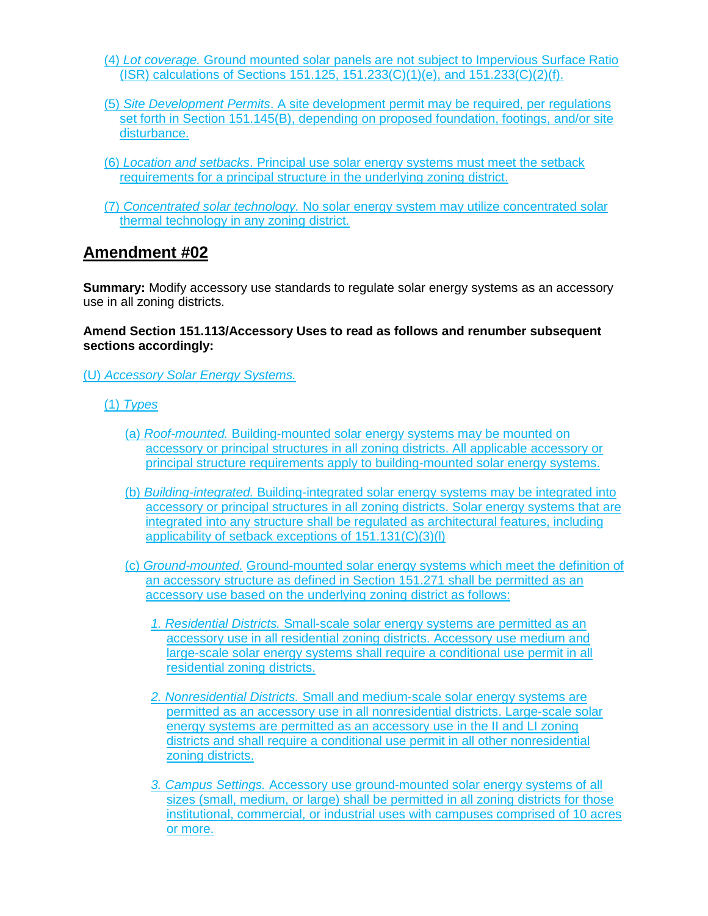(4) *Lot coverage.* Ground mounted solar panels are not subject to Impervious Surface Ratio (ISR) calculations of Sections 151.125, 151.233(C)(1)(e), and 151.233(C)(2)(f).

(5) *Site Development Permits*. A site development permit may be required, per regulations set forth in Section 151.145(B), depending on proposed foundation, footings, and/or site disturbance.

(6) *Location and setbacks*. Principal use solar energy systems must meet the setback requirements for a principal structure in the underlying zoning district.

(7) *Concentrated solar technology.* No solar energy system may utilize concentrated solar thermal technology in any zoning district.

## Amendment #02

**Summary:** Modify accessory use standards to regulate solar energy systems as an accessory use in all zoning districts.

**Amend Section 151.113/Accessory Uses to read as follows and renumber subsequent sections accordingly:**

(U) *Accessory Solar Energy Systems.*

(1) *Types*

(a) *Roof-mounted.* Building-mounted solar energy systems may be mounted on accessory or principal structures in all zoning districts. All applicable accessory or principal structure requirements apply to building-mounted solar energy systems.

(b) *Building-integrated.* Building-integrated solar energy systems may be integrated into accessory or principal structures in all zoning districts. Solar energy systems that are integrated into any structure shall be regulated as architectural features, including applicability of setback exceptions of 151.131(C)(3)(l)

(c) *Ground-mounted.* Ground-mounted solar energy systems which meet the definition of an accessory structure as defined in Section 151.271 shall be permitted as an accessory use based on the underlying zoning district as follows:

*1. Residential Districts.* Small-scale solar energy systems are permitted as an accessory use in all residential zoning districts. Accessory use medium and large-scale solar energy systems shall require a conditional use permit in all residential zoning districts.

*2. Nonresidential Districts.* Small and medium-scale solar energy systems are permitted as an accessory use in all nonresidential districts. Large-scale solar energy systems are permitted as an accessory use in the II and LI zoning districts and shall require a conditional use permit in all other nonresidential zoning districts.

*3. Campus Settings.* Accessory use ground-mounted solar energy systems of all sizes (small, medium, or large) shall be permitted in all zoning districts for those institutional, commercial, or industrial uses with campuses comprised of 10 acres or more.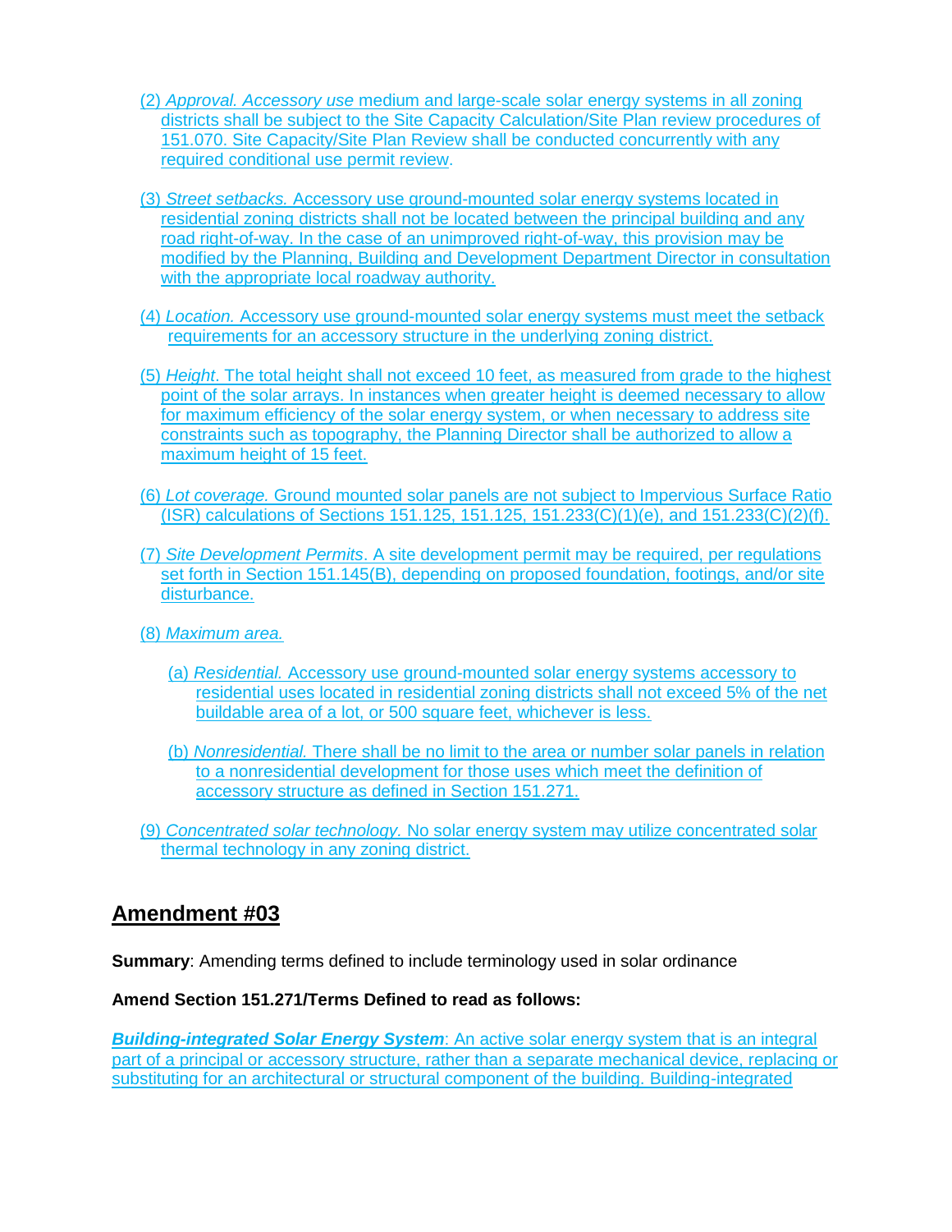(2) *Approval. Accessory use* medium and large-scale solar energy systems in all zoning districts shall be subject to the Site Capacity Calculation/Site Plan review procedures of 151.070. Site Capacity/Site Plan Review shall be conducted concurrently with any required conditional use permit review.

(3) *Street setbacks.* Accessory use ground-mounted solar energy systems located in residential zoning districts shall not be located between the principal building and any road right-of-way. In the case of an unimproved right-of-way, this provision may be modified by the Planning, Building and Development Department Director in consultation with the appropriate local roadway authority.

(4) *Location.* Accessory use ground-mounted solar energy systems must meet the setback requirements for an accessory structure in the underlying zoning district.

(5) *Height*. The total height shall not exceed 10 feet, as measured from grade to the highest point of the solar arrays. In instances when greater height is deemed necessary to allow for maximum efficiency of the solar energy system, or when necessary to address site constraints such as topography, the Planning Director shall be authorized to allow a maximum height of 15 feet.

(6) *Lot coverage.* Ground mounted solar panels are not subject to Impervious Surface Ratio (ISR) calculations of Sections 151.125, 151.125, 151.233(C)(1)(e), and 151.233(C)(2)(f).

(7) *Site Development Permits*. A site development permit may be required, per regulations set forth in Section 151.145(B), depending on proposed foundation, footings, and/or site disturbance.

(8) *Maximum area.*

(a) *Residential.* Accessory use ground-mounted solar energy systems accessory to residential uses located in residential zoning districts shall not exceed 5% of the net buildable area of a lot, or 500 square feet, whichever is less.

(b) *Nonresidential.* There shall be no limit to the area or number solar panels in relation to a nonresidential development for those uses which meet the definition of accessory structure as defined in Section 151.271.

(9) *Concentrated solar technology.* No solar energy system may utilize concentrated solar thermal technology in any zoning district.

## Amendment #03

**Summary**: Amending terms defined to include terminology used in solar ordinance

**Amend Section 151.271/Terms Defined to read as follows:**

***Building-integrated Solar Energy System***: An active solar energy system that is an integral part of a principal or accessory structure, rather than a separate mechanical device, replacing or substituting for an architectural or structural component of the building. Building-integrated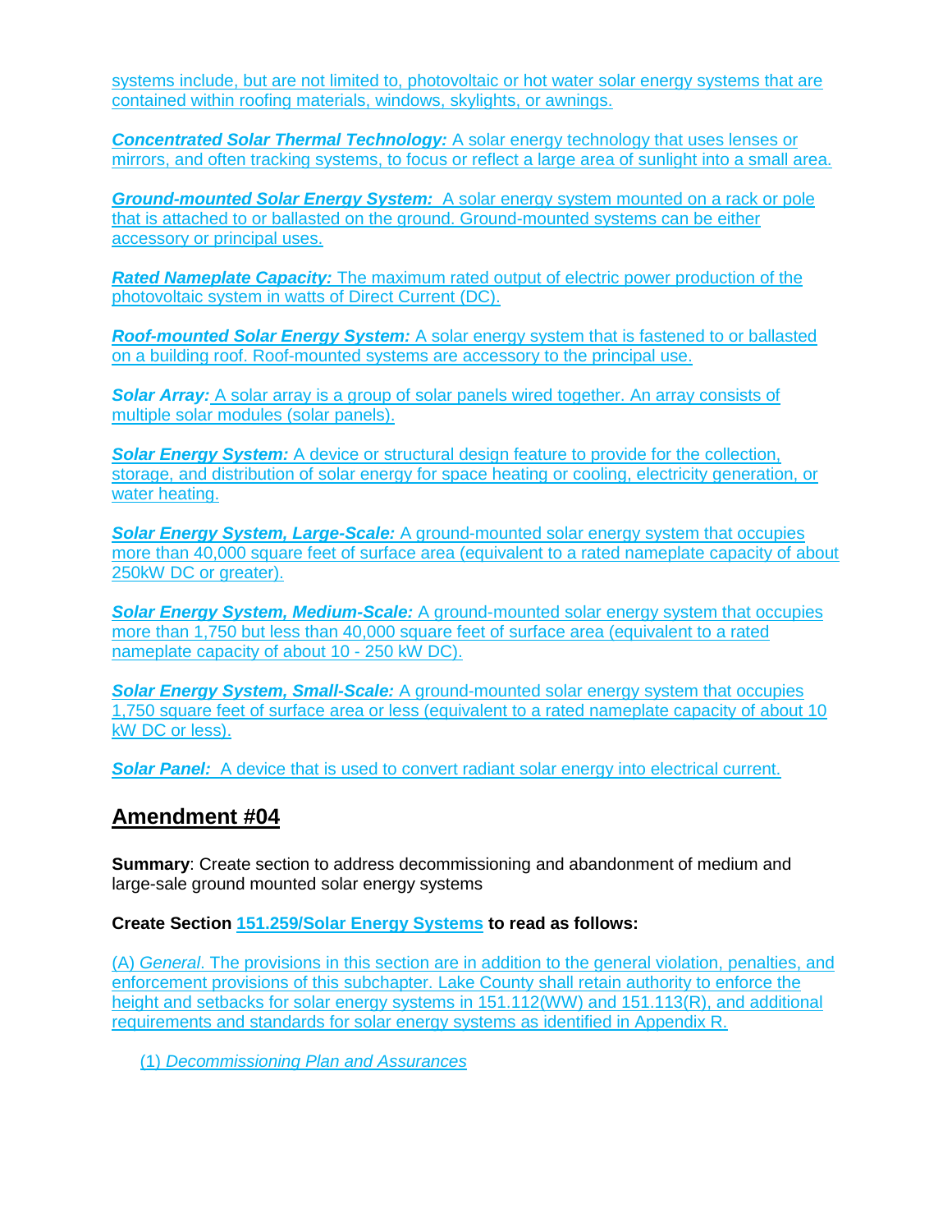systems include, but are not limited to, photovoltaic or hot water solar energy systems that are contained within roofing materials, windows, skylights, or awnings.

***Concentrated Solar Thermal Technology:*** A solar energy technology that uses lenses or mirrors, and often tracking systems, to focus or reflect a large area of sunlight into a small area.

***Ground-mounted Solar Energy System:*** A solar energy system mounted on a rack or pole that is attached to or ballasted on the ground. Ground-mounted systems can be either accessory or principal uses.

***Rated Nameplate Capacity:*** The maximum rated output of electric power production of the photovoltaic system in watts of Direct Current (DC).

***Roof-mounted Solar Energy System:*** A solar energy system that is fastened to or ballasted on a building roof. Roof-mounted systems are accessory to the principal use.

***Solar Array:*** A solar array is a group of solar panels wired together. An array consists of multiple solar modules (solar panels).

***Solar Energy System:*** A device or structural design feature to provide for the collection, storage, and distribution of solar energy for space heating or cooling, electricity generation, or water heating.

***Solar Energy System, Large-Scale:*** A ground-mounted solar energy system that occupies more than 40,000 square feet of surface area (equivalent to a rated nameplate capacity of about 250kW DC or greater).

***Solar Energy System, Medium-Scale:*** A ground-mounted solar energy system that occupies more than 1,750 but less than 40,000 square feet of surface area (equivalent to a rated nameplate capacity of about 10 - 250 kW DC).

***Solar Energy System, Small-Scale:*** A ground-mounted solar energy system that occupies 1,750 square feet of surface area or less (equivalent to a rated nameplate capacity of about 10 kW DC or less).

***Solar Panel:*** A device that is used to convert radiant solar energy into electrical current.

## Amendment #04

**Summary**: Create section to address decommissioning and abandonment of medium and large-sale ground mounted solar energy systems

**Create Section 151.259/Solar Energy Systems to read as follows:**

(A) *General*. The provisions in this section are in addition to the general violation, penalties, and enforcement provisions of this subchapter. Lake County shall retain authority to enforce the height and setbacks for solar energy systems in 151.112(WW) and 151.113(R), and additional requirements and standards for solar energy systems as identified in Appendix R.

(1) *Decommissioning Plan and Assurances*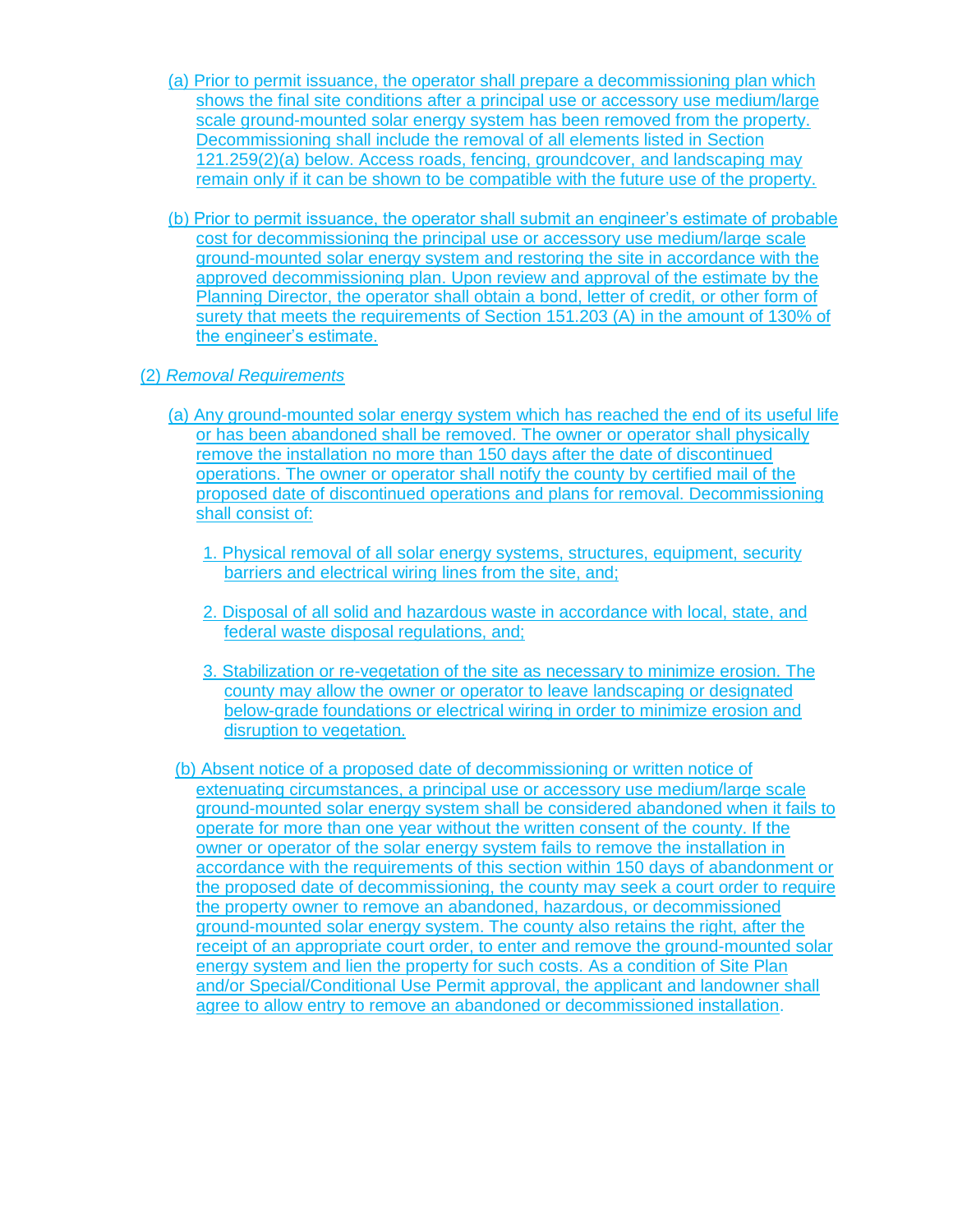(a) Prior to permit issuance, the operator shall prepare a decommissioning plan which shows the final site conditions after a principal use or accessory use medium/large scale ground-mounted solar energy system has been removed from the property. Decommissioning shall include the removal of all elements listed in Section 121.259(2)(a) below. Access roads, fencing, groundcover, and landscaping may remain only if it can be shown to be compatible with the future use of the property.

(b) Prior to permit issuance, the operator shall submit an engineer's estimate of probable cost for decommissioning the principal use or accessory use medium/large scale ground-mounted solar energy system and restoring the site in accordance with the approved decommissioning plan. Upon review and approval of the estimate by the Planning Director, the operator shall obtain a bond, letter of credit, or other form of surety that meets the requirements of Section 151.203 (A) in the amount of 130% of the engineer's estimate.

(2) *Removal Requirements*

(a) Any ground-mounted solar energy system which has reached the end of its useful life or has been abandoned shall be removed. The owner or operator shall physically remove the installation no more than 150 days after the date of discontinued operations. The owner or operator shall notify the county by certified mail of the proposed date of discontinued operations and plans for removal. Decommissioning shall consist of:

1. Physical removal of all solar energy systems, structures, equipment, security barriers and electrical wiring lines from the site, and;

2. Disposal of all solid and hazardous waste in accordance with local, state, and federal waste disposal regulations, and;

3. Stabilization or re-vegetation of the site as necessary to minimize erosion. The county may allow the owner or operator to leave landscaping or designated below-grade foundations or electrical wiring in order to minimize erosion and disruption to vegetation.

(b) Absent notice of a proposed date of decommissioning or written notice of extenuating circumstances, a principal use or accessory use medium/large scale ground-mounted solar energy system shall be considered abandoned when it fails to operate for more than one year without the written consent of the county. If the owner or operator of the solar energy system fails to remove the installation in accordance with the requirements of this section within 150 days of abandonment or the proposed date of decommissioning, the county may seek a court order to require the property owner to remove an abandoned, hazardous, or decommissioned ground-mounted solar energy system. The county also retains the right, after the receipt of an appropriate court order, to enter and remove the ground-mounted solar energy system and lien the property for such costs. As a condition of Site Plan and/or Special/Conditional Use Permit approval, the applicant and landowner shall agree to allow entry to remove an abandoned or decommissioned installation.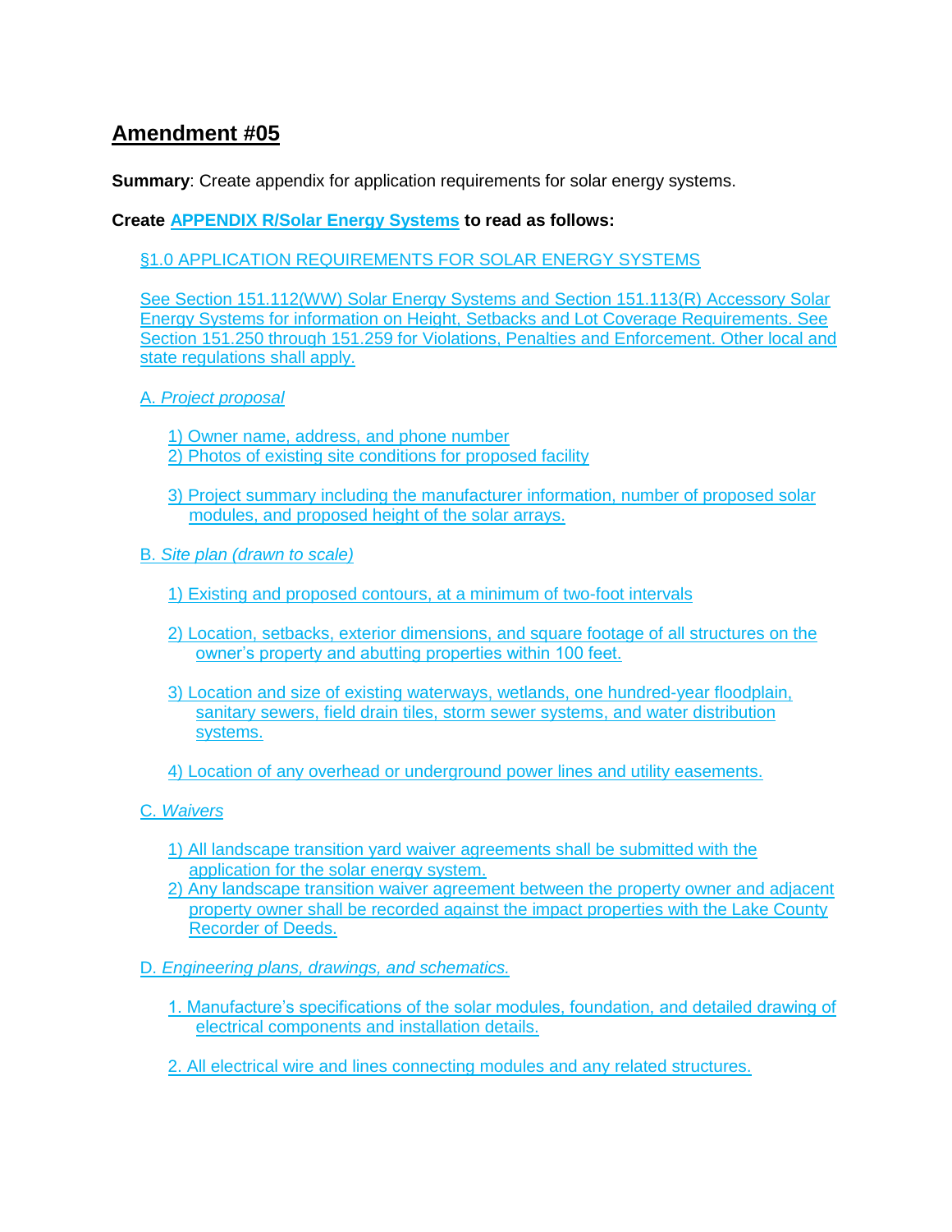## Amendment #05

**Summary**: Create appendix for application requirements for solar energy systems.

**Create APPENDIX R/Solar Energy Systems to read as follows:**

§1.0 APPLICATION REQUIREMENTS FOR SOLAR ENERGY SYSTEMS

See Section 151.112(WW) Solar Energy Systems and Section 151.113(R) Accessory Solar Energy Systems for information on Height, Setbacks and Lot Coverage Requirements. See Section 151.250 through 151.259 for Violations, Penalties and Enforcement. Other local and state regulations shall apply.

A. *Project proposal*

1) Owner name, address, and phone number
2) Photos of existing site conditions for proposed facility
3) Project summary including the manufacturer information, number of proposed solar modules, and proposed height of the solar arrays.

B. *Site plan (drawn to scale)*

1) Existing and proposed contours, at a minimum of two-foot intervals
2) Location, setbacks, exterior dimensions, and square footage of all structures on the owner's property and abutting properties within 100 feet.
3) Location and size of existing waterways, wetlands, one hundred-year floodplain, sanitary sewers, field drain tiles, storm sewer systems, and water distribution systems.
4) Location of any overhead or underground power lines and utility easements.

C. *Waivers*

1) All landscape transition yard waiver agreements shall be submitted with the application for the solar energy system.
2) Any landscape transition waiver agreement between the property owner and adjacent property owner shall be recorded against the impact properties with the Lake County Recorder of Deeds.

D. *Engineering plans, drawings, and schematics.*

1. Manufacture's specifications of the solar modules, foundation, and detailed drawing of electrical components and installation details.
2. All electrical wire and lines connecting modules and any related structures.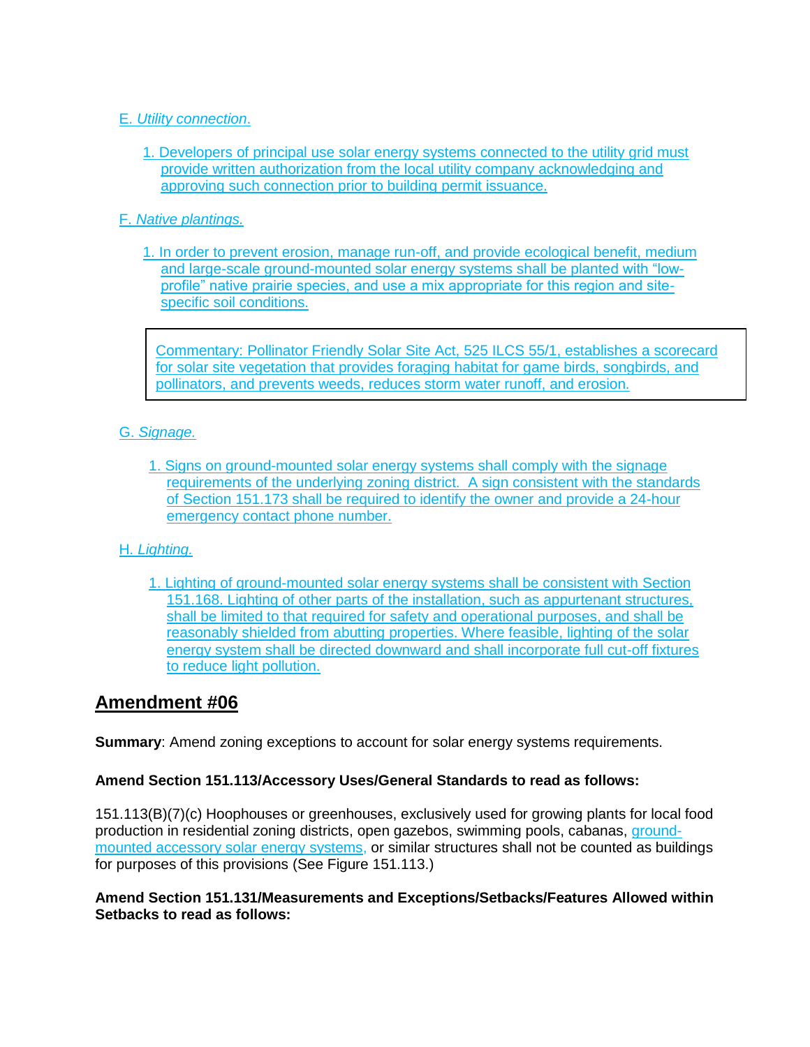E. *Utility connection.*

1. Developers of principal use solar energy systems connected to the utility grid must provide written authorization from the local utility company acknowledging and approving such connection prior to building permit issuance.

F. *Native plantings.*

1. In order to prevent erosion, manage run-off, and provide ecological benefit, medium and large-scale ground-mounted solar energy systems shall be planted with "low-profile" native prairie species, and use a mix appropriate for this region and site-specific soil conditions.

> Commentary: Pollinator Friendly Solar Site Act, 525 ILCS 55/1, establishes a scorecard for solar site vegetation that provides foraging habitat for game birds, songbirds, and pollinators, and prevents weeds, reduces storm water runoff, and erosion.

G. *Signage.*

1. Signs on ground-mounted solar energy systems shall comply with the signage requirements of the underlying zoning district. A sign consistent with the standards of Section 151.173 shall be required to identify the owner and provide a 24-hour emergency contact phone number.

H. *Lighting.*

1. Lighting of ground-mounted solar energy systems shall be consistent with Section 151.168. Lighting of other parts of the installation, such as appurtenant structures, shall be limited to that required for safety and operational purposes, and shall be reasonably shielded from abutting properties. Where feasible, lighting of the solar energy system shall be directed downward and shall incorporate full cut-off fixtures to reduce light pollution.

## Amendment #06

**Summary**: Amend zoning exceptions to account for solar energy systems requirements.

**Amend Section 151.113/Accessory Uses/General Standards to read as follows:**

151.113(B)(7)(c) Hoophouses or greenhouses, exclusively used for growing plants for local food production in residential zoning districts, open gazebos, swimming pools, cabanas, ground-mounted accessory solar energy systems, or similar structures shall not be counted as buildings for purposes of this provisions (See Figure 151.113.)

**Amend Section 151.131/Measurements and Exceptions/Setbacks/Features Allowed within Setbacks to read as follows:**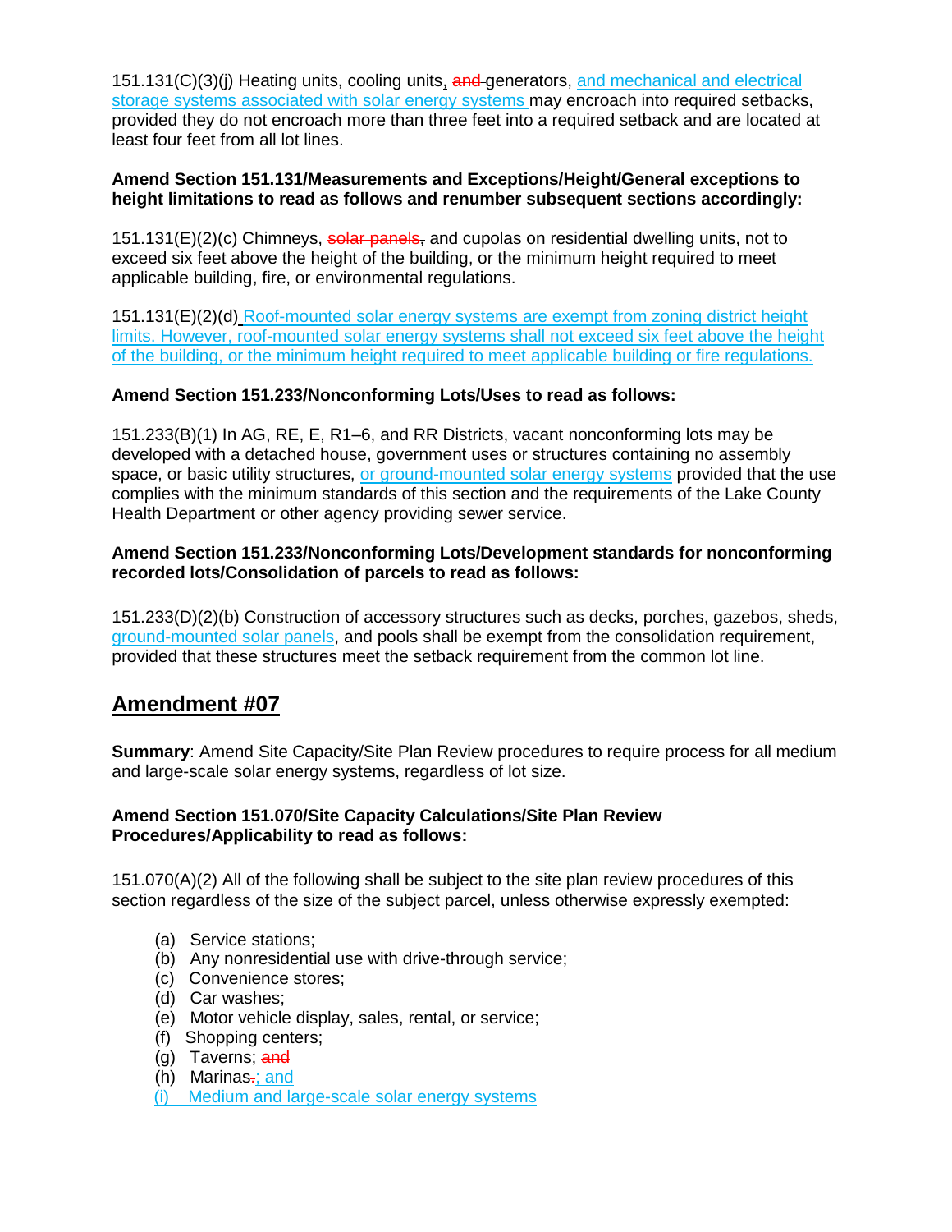151.131(C)(3)(j) Heating units, cooling units, ~~and~~ generators, <u>and mechanical and electrical storage systems associated with solar energy systems</u> may encroach into required setbacks, provided they do not encroach more than three feet into a required setback and are located at least four feet from all lot lines.

**Amend Section 151.131/Measurements and Exceptions/Height/General exceptions to height limitations to read as follows and renumber subsequent sections accordingly:**

151.131(E)(2)(c) Chimneys, ~~solar panels,~~ and cupolas on residential dwelling units, not to exceed six feet above the height of the building, or the minimum height required to meet applicable building, fire, or environmental regulations.

151.131(E)(2)(d) <u>Roof-mounted solar energy systems are exempt from zoning district height limits. However, roof-mounted solar energy systems shall not exceed six feet above the height of the building, or the minimum height required to meet applicable building or fire regulations.</u>

**Amend Section 151.233/Nonconforming Lots/Uses to read as follows:**

151.233(B)(1) In AG, RE, E, R1–6, and RR Districts, vacant nonconforming lots may be developed with a detached house, government uses or structures containing no assembly space, ~~or~~ basic utility structures, <u>or ground-mounted solar energy systems</u> provided that the use complies with the minimum standards of this section and the requirements of the Lake County Health Department or other agency providing sewer service.

**Amend Section 151.233/Nonconforming Lots/Development standards for nonconforming recorded lots/Consolidation of parcels to read as follows:**

151.233(D)(2)(b) Construction of accessory structures such as decks, porches, gazebos, sheds, <u>ground-mounted solar panels</u>, and pools shall be exempt from the consolidation requirement, provided that these structures meet the setback requirement from the common lot line.

## Amendment #07

**Summary**: Amend Site Capacity/Site Plan Review procedures to require process for all medium and large-scale solar energy systems, regardless of lot size.

**Amend Section 151.070/Site Capacity Calculations/Site Plan Review Procedures/Applicability to read as follows:**

151.070(A)(2) All of the following shall be subject to the site plan review procedures of this section regardless of the size of the subject parcel, unless otherwise expressly exempted:

(a) Service stations;
(b) Any nonresidential use with drive-through service;
(c) Convenience stores;
(d) Car washes;
(e) Motor vehicle display, sales, rental, or service;
(f) Shopping centers;
(g) Taverns; ~~and~~
(h) Marinas~~.~~<u>; and</u>
<u>(i) Medium and large-scale solar energy systems</u>